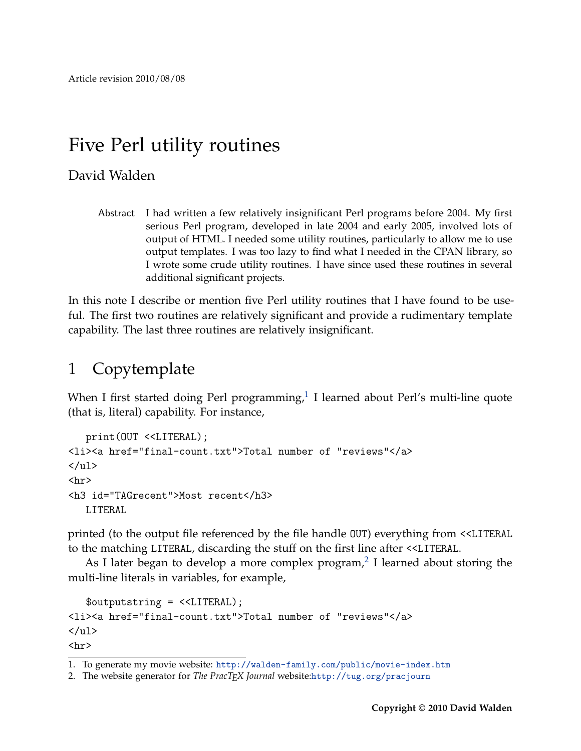Article revision 2010/08/08

# Five Perl utility routines

David Walden

> Abstract I had written a few relatively insignificant Perl programs before 2004. My first serious Perl program, developed in late 2004 and early 2005, involved lots of output of HTML. I needed some utility routines, particularly to allow me to use output templates. I was too lazy to find what I needed in the CPAN library, so I wrote some crude utility routines. I have since used these routines in several additional significant projects.

In this note I describe or mention five Perl utility routines that I have found to be useful. The first two routines are relatively significant and provide a rudimentary template capability. The last three routines are relatively insignificant.

## 1 Copytemplate

When I first started doing Perl programming,[1] I learned about Perl's multi-line quote (that is, literal) capability. For instance,

```
   print(OUT <<LITERAL);
<li><a href="final-count.txt">Total number of "reviews"</a>
</ul>
<hr>
<h3 id="TAGrecent">Most recent</h3>
   LITERAL
```

printed (to the output file referenced by the file handle `OUT`) everything from `<<LITERAL` to the matching `LITERAL`, discarding the stuff on the first line after `<<LITERAL`.

As I later began to develop a more complex program,[2] I learned about storing the multi-line literals in variables, for example,

```
   $outputstring = <<LITERAL);
<li><a href="final-count.txt">Total number of "reviews"</a>
</ul>
<hr>
```

1. To generate my movie website: http://walden-family.com/public/movie-index.htm
2. The website generator for *The PracTEX Journal* website:http://tug.org/pracjourn

**Copyright © 2010 David Walden**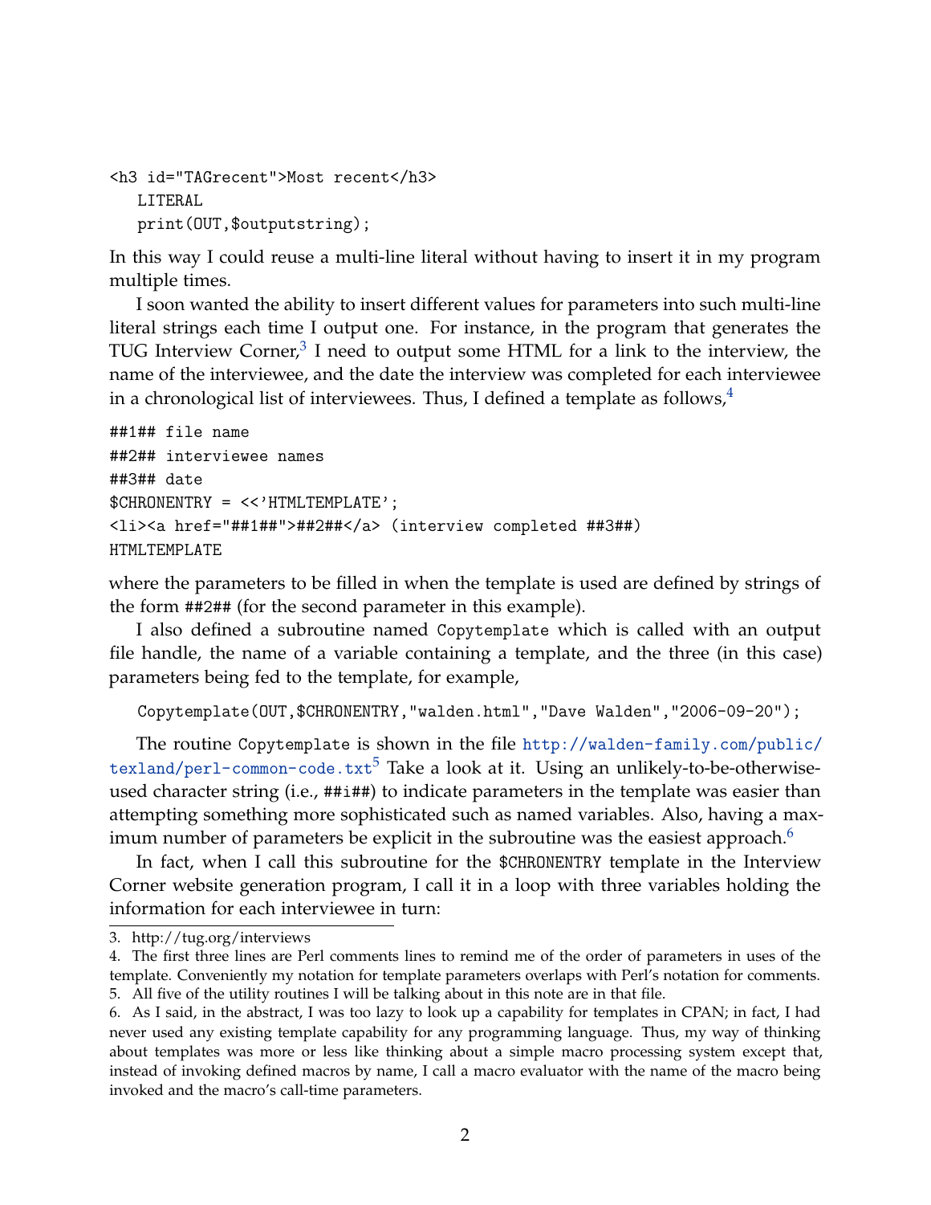```
<h3 id="TAGrecent">Most recent</h3>
   LITERAL
   print(OUT,$outputstring);
```

In this way I could reuse a multi-line literal without having to insert it in my program multiple times.

I soon wanted the ability to insert different values for parameters into such multi-line literal strings each time I output one. For instance, in the program that generates the TUG Interview Corner,[3] I need to output some HTML for a link to the interview, the name of the interviewee, and the date the interview was completed for each interviewee in a chronological list of interviewees. Thus, I defined a template as follows,[4]

```
##1## file name
##2## interviewee names
##3## date
$CHRONENTRY = <<'HTMLTEMPLATE';
<li><a href="##1##">##2##</a> (interview completed ##3##)
HTMLTEMPLATE
```

where the parameters to be filled in when the template is used are defined by strings of the form ##2## (for the second parameter in this example).

I also defined a subroutine named `Copytemplate` which is called with an output file handle, the name of a variable containing a template, and the three (in this case) parameters being fed to the template, for example,

```
Copytemplate(OUT,$CHRONENTRY,"walden.html","Dave Walden","2006-09-20");
```

The routine `Copytemplate` is shown in the file `http://walden-family.com/public/texland/perl-common-code.txt`[5] Take a look at it. Using an unlikely-to-be-otherwise-used character string (i.e., ##i##) to indicate parameters in the template was easier than attempting something more sophisticated such as named variables. Also, having a maximum number of parameters be explicit in the subroutine was the easiest approach.[6]

In fact, when I call this subroutine for the `$CHRONENTRY` template in the Interview Corner website generation program, I call it in a loop with three variables holding the information for each interviewee in turn:

3. http://tug.org/interviews

4. The first three lines are Perl comments lines to remind me of the order of parameters in uses of the template. Conveniently my notation for template parameters overlaps with Perl's notation for comments.

5. All five of the utility routines I will be talking about in this note are in that file.

6. As I said, in the abstract, I was too lazy to look up a capability for templates in CPAN; in fact, I had never used any existing template capability for any programming language. Thus, my way of thinking about templates was more or less like thinking about a simple macro processing system except that, instead of invoking defined macros by name, I call a macro evaluator with the name of the macro being invoked and the macro's call-time parameters.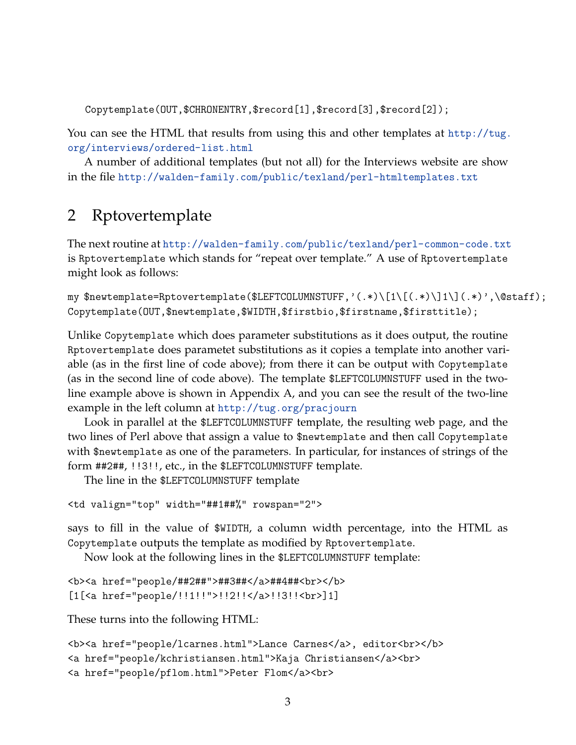```
Copytemplate(OUT,$CHRONENTRY,$record[1],$record[3],$record[2]);
```

You can see the HTML that results from using this and other templates at http://tug.org/interviews/ordered-list.html

A number of additional templates (but not all) for the Interviews website are show in the file http://walden-family.com/public/texland/perl-htmltemplates.txt

## 2 Rptovertemplate

The next routine at http://walden-family.com/public/texland/perl-common-code.txt is `Rptovertemplate` which stands for "repeat over template." A use of `Rptovertemplate` might look as follows:

```
my $newtemplate=Rptovertemplate($LEFTCOLUMNSTUFF,'(.*)\[1\[(.*)\]1\](.*)',\@staff);
Copytemplate(OUT,$newtemplate,$WIDTH,$firstbio,$firstname,$firsttitle);
```

Unlike `Copytemplate` which does parameter substitutions as it does output, the routine `Rptovertemplate` does parametet substitutions as it copies a template into another variable (as in the first line of code above); from there it can be output with `Copytemplate` (as in the second line of code above). The template `$LEFTCOLUMNSTUFF` used in the two-line example above is shown in Appendix A, and you can see the result of the two-line example in the left column at http://tug.org/pracjourn

Look in parallel at the `$LEFTCOLUMNSTUFF` template, the resulting web page, and the two lines of Perl above that assign a value to `$newtemplate` and then call `Copytemplate` with `$newtemplate` as one of the parameters. In particular, for instances of strings of the form `##2##`, `!!3!!`, etc., in the `$LEFTCOLUMNSTUFF` template.

The line in the `$LEFTCOLUMNSTUFF` template

```
<td valign="top" width="##1##%" rowspan="2">
```

says to fill in the value of `$WIDTH`, a column width percentage, into the HTML as `Copytemplate` outputs the template as modified by `Rptovertemplate`.

Now look at the following lines in the `$LEFTCOLUMNSTUFF` template:

```
<b><a href="people/##2##">##3##</a>##4##<br></b>
[1[<a href="people/!!1!!">!!2!!</a>!!3!!<br>]1]
```

These turns into the following HTML:

```
<b><a href="people/lcarnes.html">Lance Carnes</a>, editor<br></b>
<a href="people/kchristiansen.html">Kaja Christiansen</a><br>
<a href="people/pflom.html">Peter Flom</a><br>
```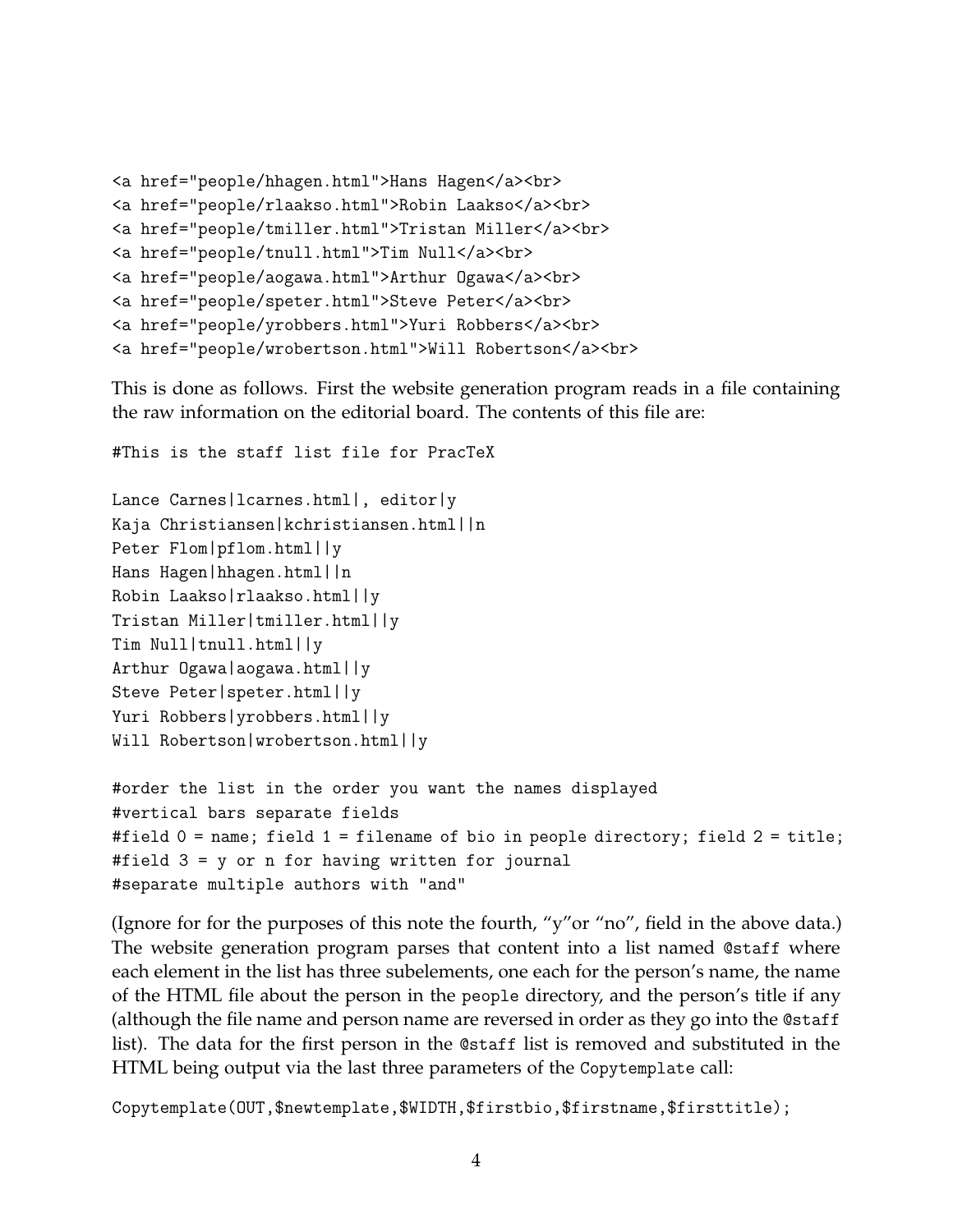```
<a href="people/hhagen.html">Hans Hagen</a><br>
<a href="people/rlaakso.html">Robin Laakso</a><br>
<a href="people/tmiller.html">Tristan Miller</a><br>
<a href="people/tnull.html">Tim Null</a><br>
<a href="people/aogawa.html">Arthur Ogawa</a><br>
<a href="people/speter.html">Steve Peter</a><br>
<a href="people/yrobbers.html">Yuri Robbers</a><br>
<a href="people/wrobertson.html">Will Robertson</a><br>
```

This is done as follows. First the website generation program reads in a file containing the raw information on the editorial board. The contents of this file are:

```
#This is the staff list file for PracTeX

Lance Carnes|lcarnes.html|, editor|y
Kaja Christiansen|kchristiansen.html||n
Peter Flom|pflom.html||y
Hans Hagen|hhagen.html||n
Robin Laakso|rlaakso.html||y
Tristan Miller|tmiller.html||y
Tim Null|tnull.html||y
Arthur Ogawa|aogawa.html||y
Steve Peter|speter.html||y
Yuri Robbers|yrobbers.html||y
Will Robertson|wrobertson.html||y

#order the list in the order you want the names displayed
#vertical bars separate fields
#field 0 = name; field 1 = filename of bio in people directory; field 2 = title;
#field 3 = y or n for having written for journal
#separate multiple authors with "and"
```

(Ignore for for the purposes of this note the fourth, "y"or "no", field in the above data.) The website generation program parses that content into a list named `@staff` where each element in the list has three subelements, one each for the person's name, the name of the HTML file about the person in the `people` directory, and the person's title if any (although the file name and person name are reversed in order as they go into the `@staff` list). The data for the first person in the `@staff` list is removed and substituted in the HTML being output via the last three parameters of the `Copytemplate` call:

```
Copytemplate(OUT,$newtemplate,$WIDTH,$firstbio,$firstname,$firsttitle);
```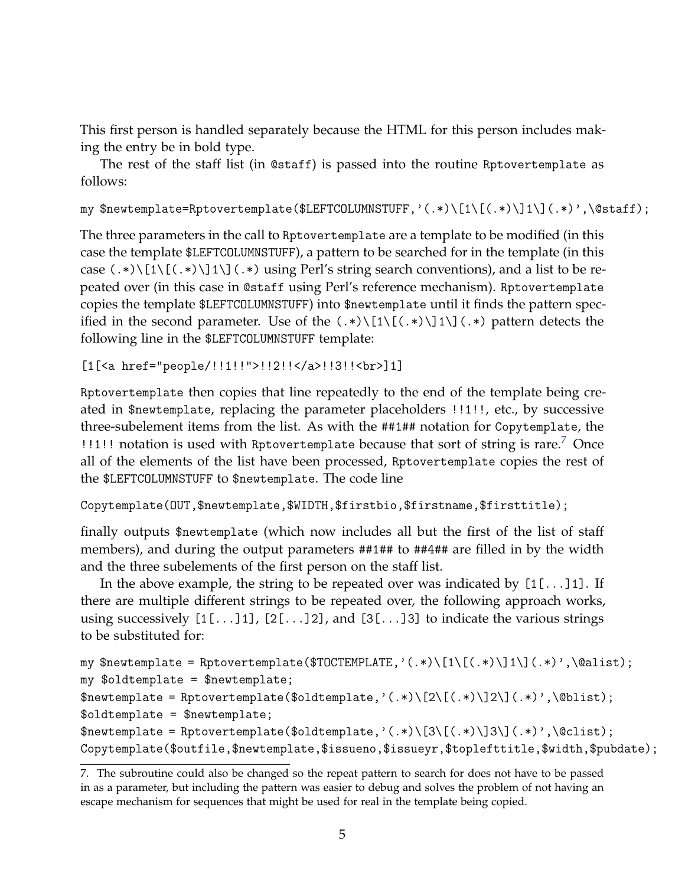This first person is handled separately because the HTML for this person includes making the entry be in bold type.

The rest of the staff list (in `@staff`) is passed into the routine `Rptovertemplate` as follows:

```
my $newtemplate=Rptovertemplate($LEFTCOLUMNSTUFF,'(.*)\[1\[(.*)\]1\](.*)',\@staff);
```

The three parameters in the call to `Rptovertemplate` are a template to be modified (in this case the template `$LEFTCOLUMNSTUFF`), a pattern to be searched for in the template (in this case `(.*)\[1\[(.*)\]1\](.*)` using Perl's string search conventions), and a list to be repeated over (in this case in `@staff` using Perl's reference mechanism). `Rptovertemplate` copies the template `$LEFTCOLUMNSTUFF`) into `$newtemplate` until it finds the pattern specified in the second parameter. Use of the `(.*)\[1\[(.*)\]1\](.*)` pattern detects the following line in the `$LEFTCOLUMNSTUFF` template:

```
[1[<a href="people/!!1!!">!!2!!</a>!!3!!<br>]1]
```

`Rptovertemplate` then copies that line repeatedly to the end of the template being created in `$newtemplate`, replacing the parameter placeholders `!!1!!`, etc., by successive three-subelement items from the list. As with the `##1##` notation for `Copytemplate`, the `!!1!!` notation is used with `Rptovertemplate` because that sort of string is rare.[7] Once all of the elements of the list have been processed, `Rptovertemplate` copies the rest of the `$LEFTCOLUMNSTUFF` to `$newtemplate`. The code line

```
Copytemplate(OUT,$newtemplate,$WIDTH,$firstbio,$firstname,$firsttitle);
```

finally outputs `$newtemplate` (which now includes all but the first of the list of staff members), and during the output parameters `##1##` to `##4##` are filled in by the width and the three subelements of the first person on the staff list.

In the above example, the string to be repeated over was indicated by `[1[...]1]`. If there are multiple different strings to be repeated over, the following approach works, using successively `[1[...]1]`, `[2[...]2]`, and `[3[...]3]` to indicate the various strings to be substituted for:

```
my $newtemplate = Rptovertemplate($TOCTEMPLATE,'(.*)\[1\[(.*)\]1\](.*)',\@alist);
my $oldtemplate = $newtemplate;
$newtemplate = Rptovertemplate($oldtemplate,'(.*)\[2\[(.*)\]2\](.*)',\@blist);
$oldtemplate = $newtemplate;
$newtemplate = Rptovertemplate($oldtemplate,'(.*)\[3\[(.*)\]3\](.*)',\@clist);
Copytemplate($outfile,$newtemplate,$issueno,$issueyr,$toplefttitle,$width,$pubdate);
```

7. The subroutine could also be changed so the repeat pattern to search for does not have to be passed in as a parameter, but including the pattern was easier to debug and solves the problem of not having an escape mechanism for sequences that might be used for real in the template being copied.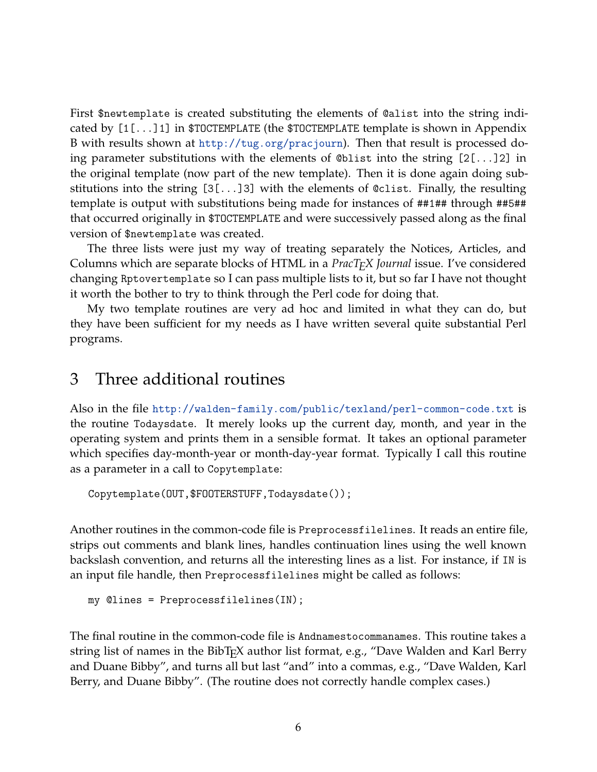First `$newtemplate` is created substituting the elements of `@alist` into the string indicated by `[1[...]1]` in `$TOCTEMPLATE` (the `$TOCTEMPLATE` template is shown in Appendix B with results shown at http://tug.org/pracjourn). Then that result is processed doing parameter substitutions with the elements of `@blist` into the string `[2[...]2]` in the original template (now part of the new template). Then it is done again doing substitutions into the string `[3[...]3]` with the elements of `@clist`. Finally, the resulting template is output with substitutions being made for instances of `##1##` through `##5##` that occurred originally in `$TOCTEMPLATE` and were successively passed along as the final version of `$newtemplate` was created.

The three lists were just my way of treating separately the Notices, Articles, and Columns which are separate blocks of HTML in a *PracTEX Journal* issue. I've considered changing `Rptovertemplate` so I can pass multiple lists to it, but so far I have not thought it worth the bother to try to think through the Perl code for doing that.

My two template routines are very ad hoc and limited in what they can do, but they have been sufficient for my needs as I have written several quite substantial Perl programs.

## 3 Three additional routines

Also in the file http://walden-family.com/public/texland/perl-common-code.txt is the routine `Todaysdate`. It merely looks up the current day, month, and year in the operating system and prints them in a sensible format. It takes an optional parameter which specifies day-month-year or month-day-year format. Typically I call this routine as a parameter in a call to `Copytemplate`:

```
Copytemplate(OUT,$FOOTERSTUFF,Todaysdate());
```

Another routines in the common-code file is `Preprocessfilelines`. It reads an entire file, strips out comments and blank lines, handles continuation lines using the well known backslash convention, and returns all the interesting lines as a list. For instance, if `IN` is an input file handle, then `Preprocessfilelines` might be called as follows:

```
my @lines = Preprocessfilelines(IN);
```

The final routine in the common-code file is `Andnamestocommanames`. This routine takes a string list of names in the BibTEX author list format, e.g., "Dave Walden and Karl Berry and Duane Bibby", and turns all but last "and" into a commas, e.g., "Dave Walden, Karl Berry, and Duane Bibby". (The routine does not correctly handle complex cases.)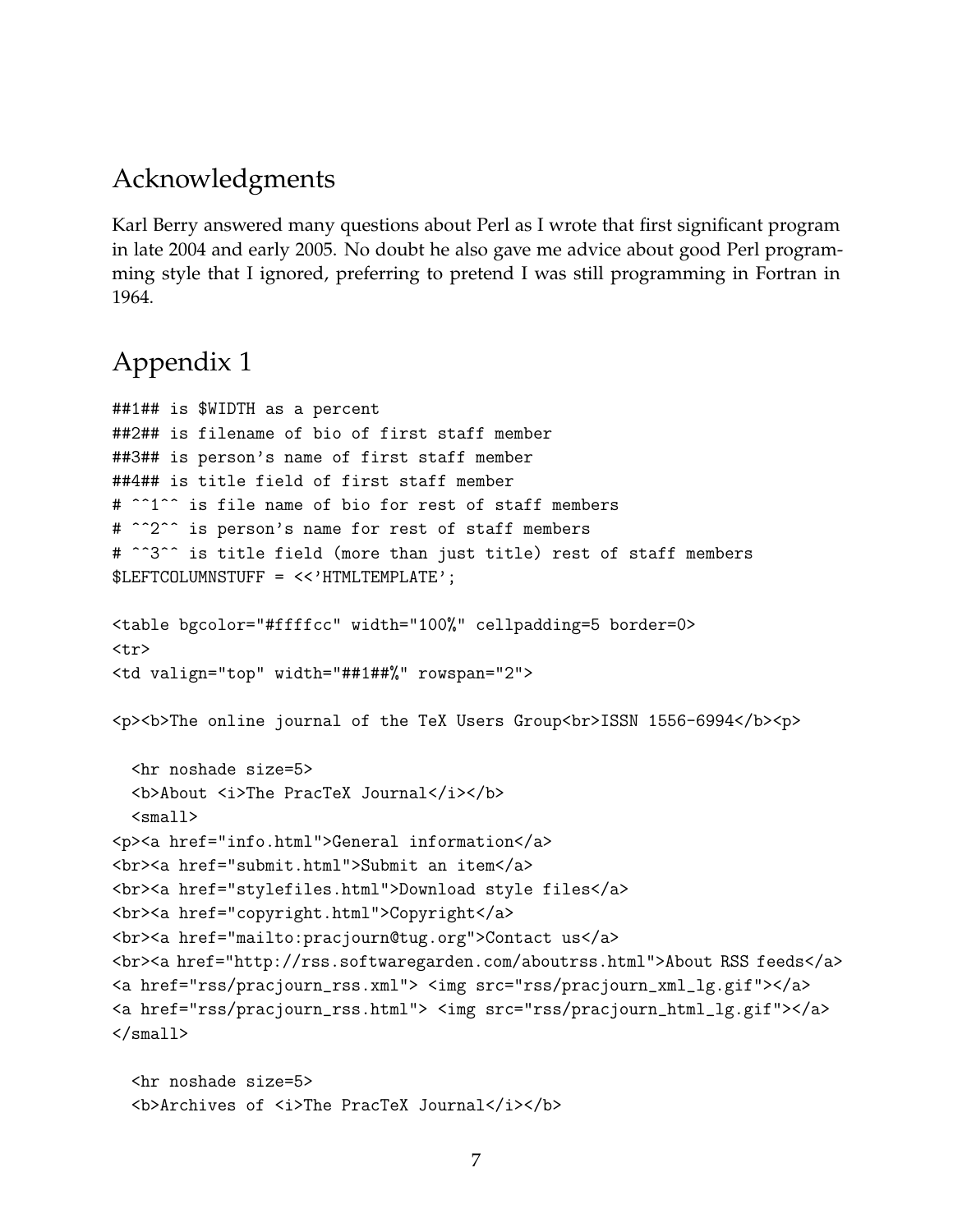## Acknowledgments

Karl Berry answered many questions about Perl as I wrote that first significant program in late 2004 and early 2005. No doubt he also gave me advice about good Perl programming style that I ignored, preferring to pretend I was still programming in Fortran in 1964.

## Appendix 1

```
##1## is $WIDTH as a percent
##2## is filename of bio of first staff member
##3## is person's name of first staff member
##4## is title field of first staff member
# ^^1^^ is file name of bio for rest of staff members
# ^^2^^ is person's name for rest of staff members
# ^^3^^ is title field (more than just title) rest of staff members
$LEFTCOLUMNSTUFF = <<'HTMLTEMPLATE';

<table bgcolor="#ffffcc" width="100%" cellpadding=5 border=0>
<tr>
<td valign="top" width="##1##%" rowspan="2">

<p><b>The online journal of the TeX Users Group<br>ISSN 1556-6994</b><p>

  <hr noshade size=5>
  <b>About <i>The PracTeX Journal</i></b>
  <small>
<p><a href="info.html">General information</a>
<br><a href="submit.html">Submit an item</a>
<br><a href="stylefiles.html">Download style files</a>
<br><a href="copyright.html">Copyright</a>
<br><a href="mailto:pracjourn@tug.org">Contact us</a>
<br><a href="http://rss.softwaregarden.com/aboutrss.html">About RSS feeds</a>
<a href="rss/pracjourn_rss.xml"> <img src="rss/pracjourn_xml_lg.gif"></a>
<a href="rss/pracjourn_rss.html"> <img src="rss/pracjourn_html_lg.gif"></a>
</small>

  <hr noshade size=5>
  <b>Archives of <i>The PracTeX Journal</i></b>
```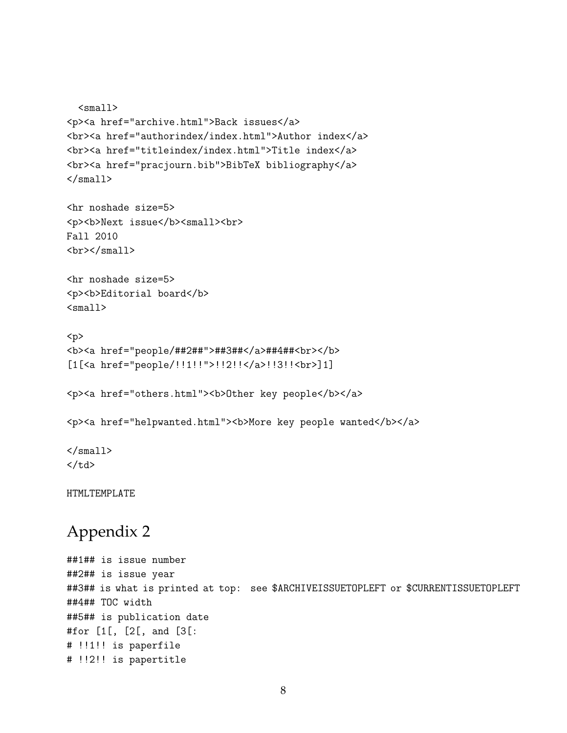```
  <small>
<p><a href="archive.html">Back issues</a>
<br><a href="authorindex/index.html">Author index</a>
<br><a href="titleindex/index.html">Title index</a>
<br><a href="pracjourn.bib">BibTeX bibliography</a>
</small>

<hr noshade size=5>
<p><b>Next issue</b><small><br>
Fall 2010
<br></small>

<hr noshade size=5>
<p><b>Editorial board</b>
<small>

<p>
<b><a href="people/##2##">##3##</a>##4##<br></b>
[1[<a href="people/!!1!!">!!2!!</a>!!3!!<br>]1]

<p><a href="others.html"><b>Other key people</b></a>

<p><a href="helpwanted.html"><b>More key people wanted</b></a>

</small>
</td>

HTMLTEMPLATE
```

## Appendix 2

```
##1## is issue number
##2## is issue year
##3## is what is printed at top:  see $ARCHIVEISSUETOPLEFT or $CURRENTISSUETOPLEFT
##4## TOC width
##5## is publication date
#for [1[, [2[, and [3[:
# !!1!! is paperfile
# !!2!! is papertitle
```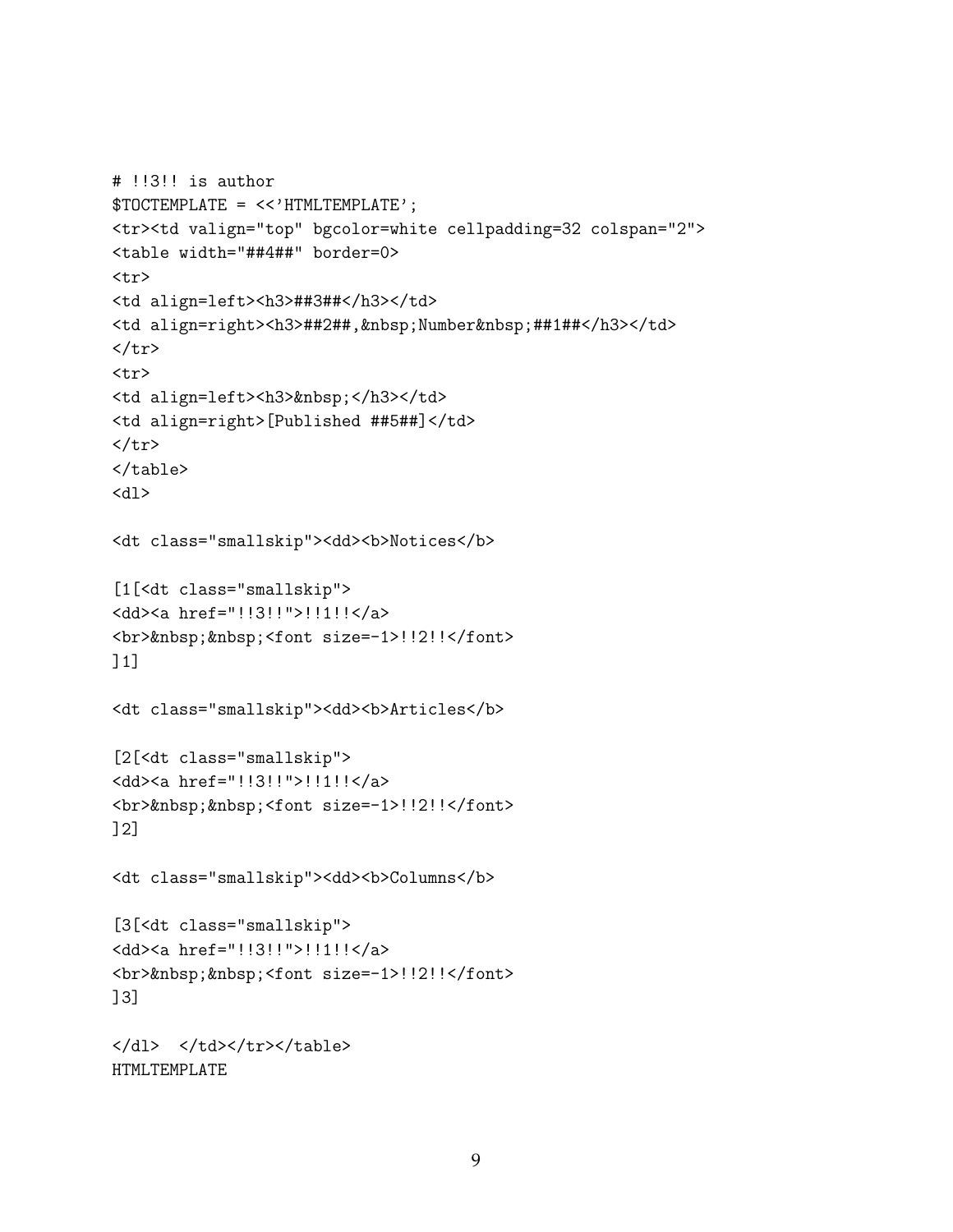```
# !!3!! is author
$TOCTEMPLATE = <<'HTMLTEMPLATE';
<tr><td valign="top" bgcolor=white cellpadding=32 colspan="2">
<table width="##4##" border=0>
<tr>
<td align=left><h3>##3##</h3></td>
<td align=right><h3>##2##,&nbsp;Number&nbsp;##1##</h3></td>
</tr>
<tr>
<td align=left><h3>&nbsp;</h3></td>
<td align=right>[Published ##5##]</td>
</tr>
</table>
<dl>

<dt class="smallskip"><dd><b>Notices</b>

[1[<dt class="smallskip">
<dd><a href="!!3!!">!!1!!</a>
<br>&nbsp;&nbsp;<font size=-1>!!2!!</font>
]1]

<dt class="smallskip"><dd><b>Articles</b>

[2[<dt class="smallskip">
<dd><a href="!!3!!">!!1!!</a>
<br>&nbsp;&nbsp;<font size=-1>!!2!!</font>
]2]

<dt class="smallskip"><dd><b>Columns</b>

[3[<dt class="smallskip">
<dd><a href="!!3!!">!!1!!</a>
<br>&nbsp;&nbsp;<font size=-1>!!2!!</font>
]3]

</dl>  </td></tr></table>
HTMLTEMPLATE
```